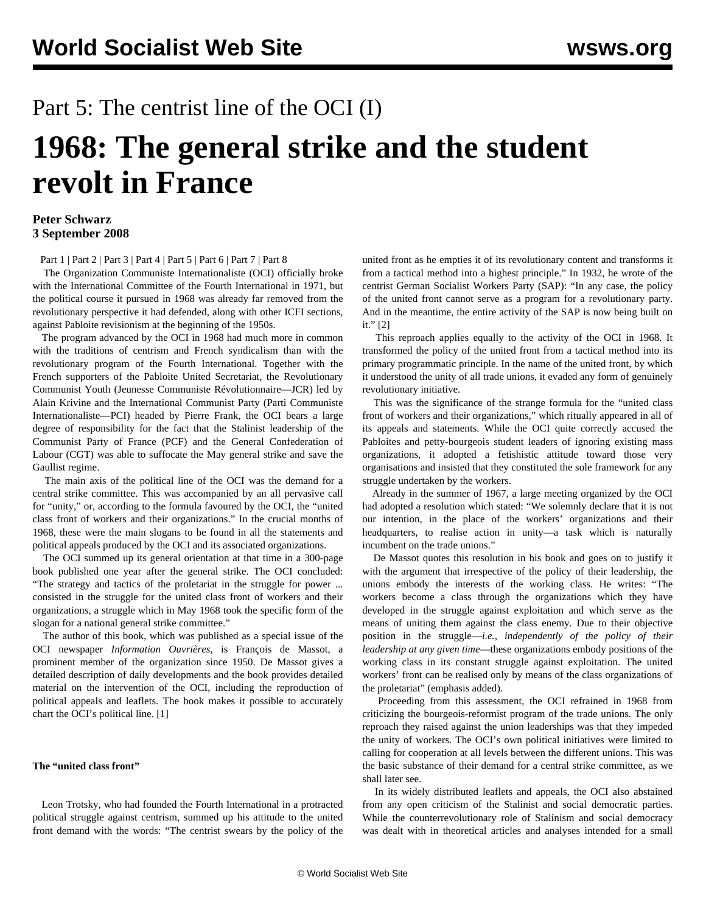Part 5: The centrist line of the OCI (I)

# 1968: The general strike and the student revolt in France

**Peter Schwarz**
**3 September 2008**

Part 1 | Part 2 | Part 3 | Part 4 | Part 5 | Part 6 | Part 7 | Part 8

The Organization Communiste Internationaliste (OCI) officially broke with the International Committee of the Fourth International in 1971, but the political course it pursued in 1968 was already far removed from the revolutionary perspective it had defended, along with other ICFI sections, against Pabloite revisionism at the beginning of the 1950s.

The program advanced by the OCI in 1968 had much more in common with the traditions of centrism and French syndicalism than with the revolutionary program of the Fourth International. Together with the French supporters of the Pabloite United Secretariat, the Revolutionary Communist Youth (Jeunesse Communiste Révolutionnaire—JCR) led by Alain Krivine and the International Communist Party (Parti Communiste Internationaliste—PCI) headed by Pierre Frank, the OCI bears a large degree of responsibility for the fact that the Stalinist leadership of the Communist Party of France (PCF) and the General Confederation of Labour (CGT) was able to suffocate the May general strike and save the Gaullist regime.

The main axis of the political line of the OCI was the demand for a central strike committee. This was accompanied by an all pervasive call for "unity," or, according to the formula favoured by the OCI, the "united class front of workers and their organizations." In the crucial months of 1968, these were the main slogans to be found in all the statements and political appeals produced by the OCI and its associated organizations.

The OCI summed up its general orientation at that time in a 300-page book published one year after the general strike. The OCI concluded: "The strategy and tactics of the proletariat in the struggle for power ... consisted in the struggle for the united class front of workers and their organizations, a struggle which in May 1968 took the specific form of the slogan for a national general strike committee."

The author of this book, which was published as a special issue of the OCI newspaper *Information Ouvrières*, is François de Massot, a prominent member of the organization since 1950. De Massot gives a detailed description of daily developments and the book provides detailed material on the intervention of the OCI, including the reproduction of political appeals and leaflets. The book makes it possible to accurately chart the OCI's political line. [1]

**The "united class front"**

Leon Trotsky, who had founded the Fourth International in a protracted political struggle against centrism, summed up his attitude to the united front demand with the words: "The centrist swears by the policy of the united front as he empties it of its revolutionary content and transforms it from a tactical method into a highest principle." In 1932, he wrote of the centrist German Socialist Workers Party (SAP): "In any case, the policy of the united front cannot serve as a program for a revolutionary party. And in the meantime, the entire activity of the SAP is now being built on it." [2]

This reproach applies equally to the activity of the OCI in 1968. It transformed the policy of the united front from a tactical method into its primary programmatic principle. In the name of the united front, by which it understood the unity of all trade unions, it evaded any form of genuinely revolutionary initiative.

This was the significance of the strange formula for the "united class front of workers and their organizations," which ritually appeared in all of its appeals and statements. While the OCI quite correctly accused the Pabloites and petty-bourgeois student leaders of ignoring existing mass organizations, it adopted a fetishistic attitude toward those very organisations and insisted that they constituted the sole framework for any struggle undertaken by the workers.

Already in the summer of 1967, a large meeting organized by the OCI had adopted a resolution which stated: "We solemnly declare that it is not our intention, in the place of the workers' organizations and their headquarters, to realise action in unity—a task which is naturally incumbent on the trade unions."

De Massot quotes this resolution in his book and goes on to justify it with the argument that irrespective of the policy of their leadership, the unions embody the interests of the working class. He writes: "The workers become a class through the organizations which they have developed in the struggle against exploitation and which serve as the means of uniting them against the class enemy. Due to their objective position in the struggle—*i.e., independently of the policy of their leadership at any given time*—these organizations embody positions of the working class in its constant struggle against exploitation. The united workers' front can be realised only by means of the class organizations of the proletariat" (emphasis added).

Proceeding from this assessment, the OCI refrained in 1968 from criticizing the bourgeois-reformist program of the trade unions. The only reproach they raised against the union leaderships was that they impeded the unity of workers. The OCI's own political initiatives were limited to calling for cooperation at all levels between the different unions. This was the basic substance of their demand for a central strike committee, as we shall later see.

In its widely distributed leaflets and appeals, the OCI also abstained from any open criticism of the Stalinist and social democratic parties. While the counterrevolutionary role of Stalinism and social democracy was dealt with in theoretical articles and analyses intended for a small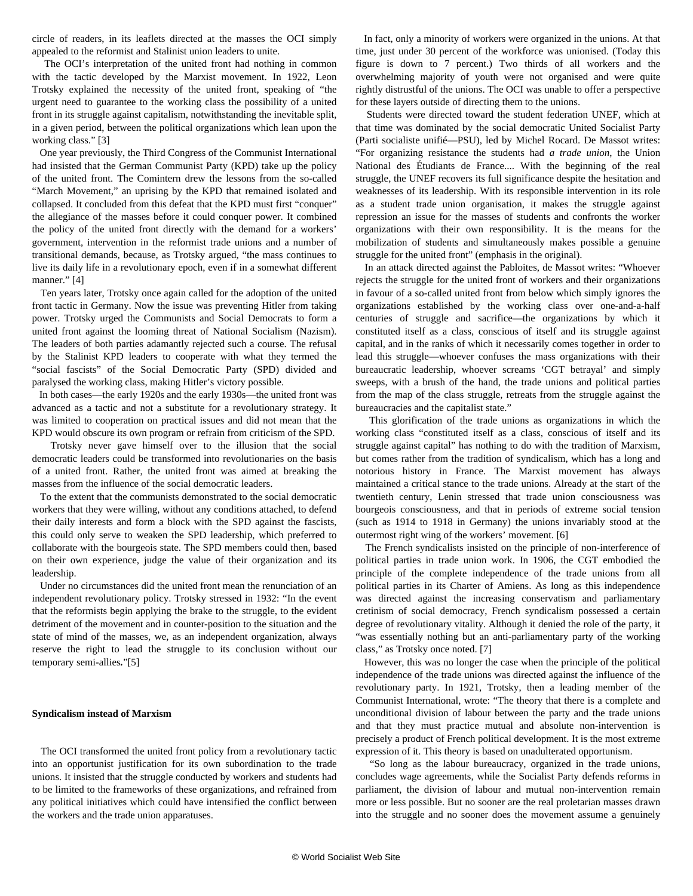circle of readers, in its leaflets directed at the masses the OCI simply appealed to the reformist and Stalinist union leaders to unite.

The OCI's interpretation of the united front had nothing in common with the tactic developed by the Marxist movement. In 1922, Leon Trotsky explained the necessity of the united front, speaking of "the urgent need to guarantee to the working class the possibility of a united front in its struggle against capitalism, notwithstanding the inevitable split, in a given period, between the political organizations which lean upon the working class." [3]

One year previously, the Third Congress of the Communist International had insisted that the German Communist Party (KPD) take up the policy of the united front. The Comintern drew the lessons from the so-called "March Movement," an uprising by the KPD that remained isolated and collapsed. It concluded from this defeat that the KPD must first "conquer" the allegiance of the masses before it could conquer power. It combined the policy of the united front directly with the demand for a workers' government, intervention in the reformist trade unions and a number of transitional demands, because, as Trotsky argued, "the mass continues to live its daily life in a revolutionary epoch, even if in a somewhat different manner." [4]

Ten years later, Trotsky once again called for the adoption of the united front tactic in Germany. Now the issue was preventing Hitler from taking power. Trotsky urged the Communists and Social Democrats to form a united front against the looming threat of National Socialism (Nazism). The leaders of both parties adamantly rejected such a course. The refusal by the Stalinist KPD leaders to cooperate with what they termed the "social fascists" of the Social Democratic Party (SPD) divided and paralysed the working class, making Hitler's victory possible.

In both cases—the early 1920s and the early 1930s—the united front was advanced as a tactic and not a substitute for a revolutionary strategy. It was limited to cooperation on practical issues and did not mean that the KPD would obscure its own program or refrain from criticism of the SPD.

Trotsky never gave himself over to the illusion that the social democratic leaders could be transformed into revolutionaries on the basis of a united front. Rather, the united front was aimed at breaking the masses from the influence of the social democratic leaders.

To the extent that the communists demonstrated to the social democratic workers that they were willing, without any conditions attached, to defend their daily interests and form a block with the SPD against the fascists, this could only serve to weaken the SPD leadership, which preferred to collaborate with the bourgeois state. The SPD members could then, based on their own experience, judge the value of their organization and its leadership.

Under no circumstances did the united front mean the renunciation of an independent revolutionary policy. Trotsky stressed in 1932: "In the event that the reformists begin applying the brake to the struggle, to the evident detriment of the movement and in counter-position to the situation and the state of mind of the masses, we, as an independent organization, always reserve the right to lead the struggle to its conclusion without our temporary semi-allies."[5]

**Syndicalism instead of Marxism**

The OCI transformed the united front policy from a revolutionary tactic into an opportunist justification for its own subordination to the trade unions. It insisted that the struggle conducted by workers and students had to be limited to the frameworks of these organizations, and refrained from any political initiatives which could have intensified the conflict between the workers and the trade union apparatuses.

In fact, only a minority of workers were organized in the unions. At that time, just under 30 percent of the workforce was unionised. (Today this figure is down to 7 percent.) Two thirds of all workers and the overwhelming majority of youth were not organised and were quite rightly distrustful of the unions. The OCI was unable to offer a perspective for these layers outside of directing them to the unions.

Students were directed toward the student federation UNEF, which at that time was dominated by the social democratic United Socialist Party (Parti socialiste unifié—PSU), led by Michel Rocard. De Massot writes: "For organizing resistance the students had *a trade union*, the Union National des Étudiants de France.... With the beginning of the real struggle, the UNEF recovers its full significance despite the hesitation and weaknesses of its leadership. With its responsible intervention in its role as a student trade union organisation, it makes the struggle against repression an issue for the masses of students and confronts the worker organizations with their own responsibility. It is the means for the mobilization of students and simultaneously makes possible a genuine struggle for the united front" (emphasis in the original).

In an attack directed against the Pabloites, de Massot writes: "Whoever rejects the struggle for the united front of workers and their organizations in favour of a so-called united front from below which simply ignores the organizations established by the working class over one-and-a-half centuries of struggle and sacrifice—the organizations by which it constituted itself as a class, conscious of itself and its struggle against capital, and in the ranks of which it necessarily comes together in order to lead this struggle—whoever confuses the mass organizations with their bureaucratic leadership, whoever screams 'CGT betrayal' and simply sweeps, with a brush of the hand, the trade unions and political parties from the map of the class struggle, retreats from the struggle against the bureaucracies and the capitalist state."

This glorification of the trade unions as organizations in which the working class "constituted itself as a class, conscious of itself and its struggle against capital" has nothing to do with the tradition of Marxism, but comes rather from the tradition of syndicalism, which has a long and notorious history in France. The Marxist movement has always maintained a critical stance to the trade unions. Already at the start of the twentieth century, Lenin stressed that trade union consciousness was bourgeois consciousness, and that in periods of extreme social tension (such as 1914 to 1918 in Germany) the unions invariably stood at the outermost right wing of the workers' movement. [6]

The French syndicalists insisted on the principle of non-interference of political parties in trade union work. In 1906, the CGT embodied the principle of the complete independence of the trade unions from all political parties in its Charter of Amiens. As long as this independence was directed against the increasing conservatism and parliamentary cretinism of social democracy, French syndicalism possessed a certain degree of revolutionary vitality. Although it denied the role of the party, it "was essentially nothing but an anti-parliamentary party of the working class," as Trotsky once noted. [7]

However, this was no longer the case when the principle of the political independence of the trade unions was directed against the influence of the revolutionary party. In 1921, Trotsky, then a leading member of the Communist International, wrote: "The theory that there is a complete and unconditional division of labour between the party and the trade unions and that they must practice mutual and absolute non-intervention is precisely a product of French political development. It is the most extreme expression of it. This theory is based on unadulterated opportunism.

"So long as the labour bureaucracy, organized in the trade unions, concludes wage agreements, while the Socialist Party defends reforms in parliament, the division of labour and mutual non-intervention remain more or less possible. But no sooner are the real proletarian masses drawn into the struggle and no sooner does the movement assume a genuinely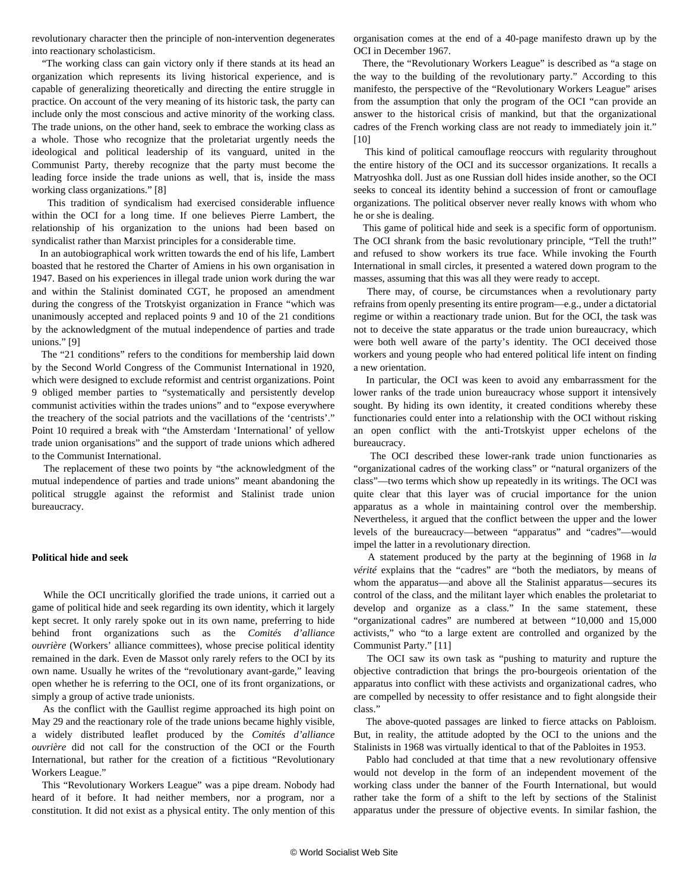revolutionary character then the principle of non-intervention degenerates into reactionary scholasticism.

"The working class can gain victory only if there stands at its head an organization which represents its living historical experience, and is capable of generalizing theoretically and directing the entire struggle in practice. On account of the very meaning of its historic task, the party can include only the most conscious and active minority of the working class. The trade unions, on the other hand, seek to embrace the working class as a whole. Those who recognize that the proletariat urgently needs the ideological and political leadership of its vanguard, united in the Communist Party, thereby recognize that the party must become the leading force inside the trade unions as well, that is, inside the mass working class organizations." [8]

This tradition of syndicalism had exercised considerable influence within the OCI for a long time. If one believes Pierre Lambert, the relationship of his organization to the unions had been based on syndicalist rather than Marxist principles for a considerable time.

In an autobiographical work written towards the end of his life, Lambert boasted that he restored the Charter of Amiens in his own organisation in 1947. Based on his experiences in illegal trade union work during the war and within the Stalinist dominated CGT, he proposed an amendment during the congress of the Trotskyist organization in France "which was unanimously accepted and replaced points 9 and 10 of the 21 conditions by the acknowledgment of the mutual independence of parties and trade unions." [9]

The "21 conditions" refers to the conditions for membership laid down by the Second World Congress of the Communist International in 1920, which were designed to exclude reformist and centrist organizations. Point 9 obliged member parties to "systematically and persistently develop communist activities within the trades unions" and to "expose everywhere the treachery of the social patriots and the vacillations of the 'centrists'." Point 10 required a break with "the Amsterdam 'International' of yellow trade union organisations" and the support of trade unions which adhered to the Communist International.

The replacement of these two points by "the acknowledgment of the mutual independence of parties and trade unions" meant abandoning the political struggle against the reformist and Stalinist trade union bureaucracy.

## Political hide and seek

While the OCI uncritically glorified the trade unions, it carried out a game of political hide and seek regarding its own identity, which it largely kept secret. It only rarely spoke out in its own name, preferring to hide behind front organizations such as the *Comités d'alliance ouvrière* (Workers' alliance committees), whose precise political identity remained in the dark. Even de Massot only rarely refers to the OCI by its own name. Usually he writes of the "revolutionary avant-garde," leaving open whether he is referring to the OCI, one of its front organizations, or simply a group of active trade unionists.

As the conflict with the Gaullist regime approached its high point on May 29 and the reactionary role of the trade unions became highly visible, a widely distributed leaflet produced by the *Comités d'alliance ouvrière* did not call for the construction of the OCI or the Fourth International, but rather for the creation of a fictitious "Revolutionary Workers League."

This "Revolutionary Workers League" was a pipe dream. Nobody had heard of it before. It had neither members, nor a program, nor a constitution. It did not exist as a physical entity. The only mention of this organisation comes at the end of a 40-page manifesto drawn up by the OCI in December 1967.

There, the "Revolutionary Workers League" is described as "a stage on the way to the building of the revolutionary party." According to this manifesto, the perspective of the "Revolutionary Workers League" arises from the assumption that only the program of the OCI "can provide an answer to the historical crisis of mankind, but that the organizational cadres of the French working class are not ready to immediately join it." [10]

This kind of political camouflage reoccurs with regularity throughout the entire history of the OCI and its successor organizations. It recalls a Matryoshka doll. Just as one Russian doll hides inside another, so the OCI seeks to conceal its identity behind a succession of front or camouflage organizations. The political observer never really knows with whom who he or she is dealing.

This game of political hide and seek is a specific form of opportunism. The OCI shrank from the basic revolutionary principle, "Tell the truth!" and refused to show workers its true face. While invoking the Fourth International in small circles, it presented a watered down program to the masses, assuming that this was all they were ready to accept.

There may, of course, be circumstances when a revolutionary party refrains from openly presenting its entire program—e.g., under a dictatorial regime or within a reactionary trade union. But for the OCI, the task was not to deceive the state apparatus or the trade union bureaucracy, which were both well aware of the party's identity. The OCI deceived those workers and young people who had entered political life intent on finding a new orientation.

In particular, the OCI was keen to avoid any embarrassment for the lower ranks of the trade union bureaucracy whose support it intensively sought. By hiding its own identity, it created conditions whereby these functionaries could enter into a relationship with the OCI without risking an open conflict with the anti-Trotskyist upper echelons of the bureaucracy.

The OCI described these lower-rank trade union functionaries as "organizational cadres of the working class" or "natural organizers of the class"—two terms which show up repeatedly in its writings. The OCI was quite clear that this layer was of crucial importance for the union apparatus as a whole in maintaining control over the membership. Nevertheless, it argued that the conflict between the upper and the lower levels of the bureaucracy—between "apparatus" and "cadres"—would impel the latter in a revolutionary direction.

A statement produced by the party at the beginning of 1968 in *la vérité* explains that the "cadres" are "both the mediators, by means of whom the apparatus—and above all the Stalinist apparatus—secures its control of the class, and the militant layer which enables the proletariat to develop and organize as a class." In the same statement, these "organizational cadres" are numbered at between "10,000 and 15,000 activists," who "to a large extent are controlled and organized by the Communist Party." [11]

The OCI saw its own task as "pushing to maturity and rupture the objective contradiction that brings the pro-bourgeois orientation of the apparatus into conflict with these activists and organizational cadres, who are compelled by necessity to offer resistance and to fight alongside their class."

The above-quoted passages are linked to fierce attacks on Pabloism. But, in reality, the attitude adopted by the OCI to the unions and the Stalinists in 1968 was virtually identical to that of the Pabloites in 1953.

Pablo had concluded at that time that a new revolutionary offensive would not develop in the form of an independent movement of the working class under the banner of the Fourth International, but would rather take the form of a shift to the left by sections of the Stalinist apparatus under the pressure of objective events. In similar fashion, the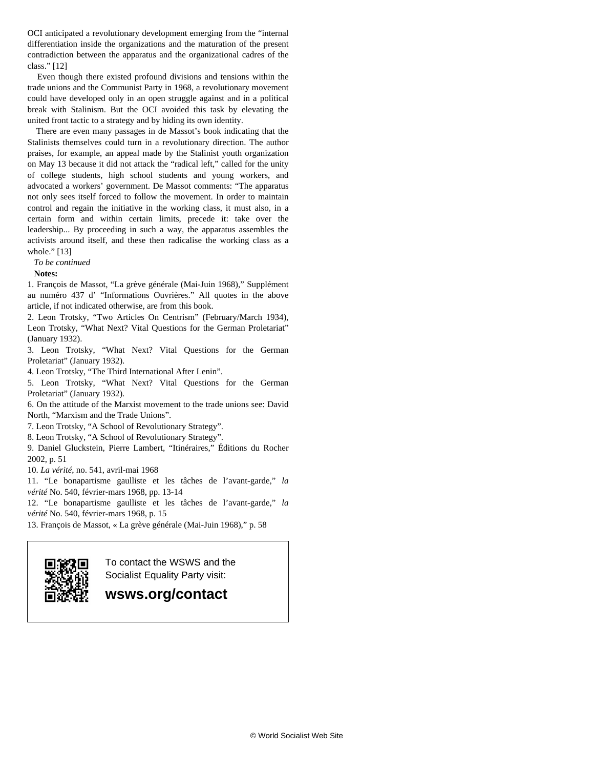OCI anticipated a revolutionary development emerging from the "internal differentiation inside the organizations and the maturation of the present contradiction between the apparatus and the organizational cadres of the class." [12]

Even though there existed profound divisions and tensions within the trade unions and the Communist Party in 1968, a revolutionary movement could have developed only in an open struggle against and in a political break with Stalinism. But the OCI avoided this task by elevating the united front tactic to a strategy and by hiding its own identity.

There are even many passages in de Massot's book indicating that the Stalinists themselves could turn in a revolutionary direction. The author praises, for example, an appeal made by the Stalinist youth organization on May 13 because it did not attack the "radical left," called for the unity of college students, high school students and young workers, and advocated a workers' government. De Massot comments: "The apparatus not only sees itself forced to follow the movement. In order to maintain control and regain the initiative in the working class, it must also, in a certain form and within certain limits, precede it: take over the leadership... By proceeding in such a way, the apparatus assembles the activists around itself, and these then radicalise the working class as a whole." [13]

*To be continued*

**Notes:**

1. François de Massot, "La grève générale (Mai-Juin 1968)," Supplément au numéro 437 d' "Informations Ouvrières." All quotes in the above article, if not indicated otherwise, are from this book.
2. Leon Trotsky, "Two Articles On Centrism" (February/March 1934), Leon Trotsky, "What Next? Vital Questions for the German Proletariat" (January 1932).
3. Leon Trotsky, "What Next? Vital Questions for the German Proletariat" (January 1932).
4. Leon Trotsky, "The Third International After Lenin".
5. Leon Trotsky, "What Next? Vital Questions for the German Proletariat" (January 1932).
6. On the attitude of the Marxist movement to the trade unions see: David North, "Marxism and the Trade Unions".
7. Leon Trotsky, "A School of Revolutionary Strategy".
8. Leon Trotsky, "A School of Revolutionary Strategy".
9. Daniel Gluckstein, Pierre Lambert, "Itinéraires," Éditions du Rocher 2002, p. 51
10. *La vérité*, no. 541, avril-mai 1968
11. "Le bonapartisme gaulliste et les tâches de l'avant-garde," *la vérité* No. 540, février-mars 1968, pp. 13-14
12. "Le bonapartisme gaulliste et les tâches de l'avant-garde," *la vérité* No. 540, février-mars 1968, p. 15
13. François de Massot, « La grève générale (Mai-Juin 1968)," p. 58

To contact the WSWS and the Socialist Equality Party visit:

**wsws.org/contact**